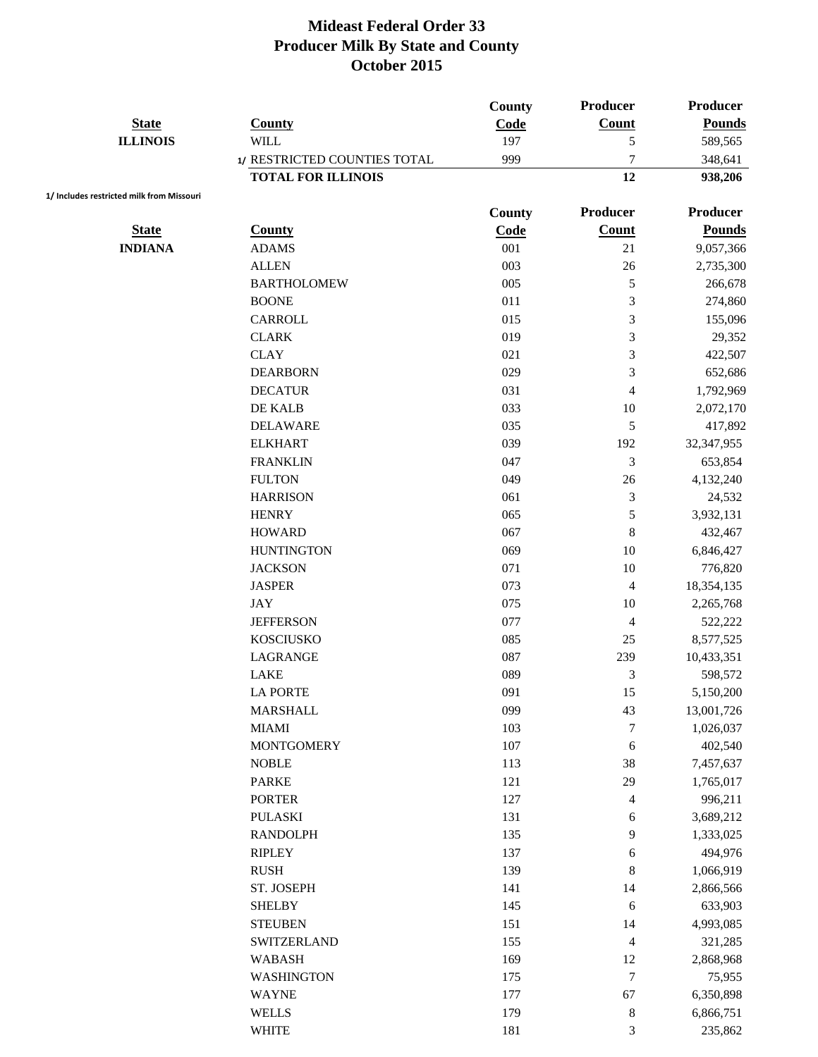# Mideast Federal Order 33
## Producer Milk By State and County
## October 2015

| State | County | County Code | Producer Count | Producer Pounds |
|---|---|---|---|---|
| ILLINOIS | WILL | 197 | 5 | 589,565 |
| | 1/ RESTRICTED COUNTIES TOTAL | 999 | 7 | 348,641 |
| | **TOTAL FOR ILLINOIS** | | **12** | **938,206** |

1/ Includes restricted milk from Missouri

| State | County | County Code | Producer Count | Producer Pounds |
|---|---|---|---|---|
| INDIANA | ADAMS | 001 | 21 | 9,057,366 |
| | ALLEN | 003 | 26 | 2,735,300 |
| | BARTHOLOMEW | 005 | 5 | 266,678 |
| | BOONE | 011 | 3 | 274,860 |
| | CARROLL | 015 | 3 | 155,096 |
| | CLARK | 019 | 3 | 29,352 |
| | CLAY | 021 | 3 | 422,507 |
| | DEARBORN | 029 | 3 | 652,686 |
| | DECATUR | 031 | 4 | 1,792,969 |
| | DE KALB | 033 | 10 | 2,072,170 |
| | DELAWARE | 035 | 5 | 417,892 |
| | ELKHART | 039 | 192 | 32,347,955 |
| | FRANKLIN | 047 | 3 | 653,854 |
| | FULTON | 049 | 26 | 4,132,240 |
| | HARRISON | 061 | 3 | 24,532 |
| | HENRY | 065 | 5 | 3,932,131 |
| | HOWARD | 067 | 8 | 432,467 |
| | HUNTINGTON | 069 | 10 | 6,846,427 |
| | JACKSON | 071 | 10 | 776,820 |
| | JASPER | 073 | 4 | 18,354,135 |
| | JAY | 075 | 10 | 2,265,768 |
| | JEFFERSON | 077 | 4 | 522,222 |
| | KOSCIUSKO | 085 | 25 | 8,577,525 |
| | LAGRANGE | 087 | 239 | 10,433,351 |
| | LAKE | 089 | 3 | 598,572 |
| | LA PORTE | 091 | 15 | 5,150,200 |
| | MARSHALL | 099 | 43 | 13,001,726 |
| | MIAMI | 103 | 7 | 1,026,037 |
| | MONTGOMERY | 107 | 6 | 402,540 |
| | NOBLE | 113 | 38 | 7,457,637 |
| | PARKE | 121 | 29 | 1,765,017 |
| | PORTER | 127 | 4 | 996,211 |
| | PULASKI | 131 | 6 | 3,689,212 |
| | RANDOLPH | 135 | 9 | 1,333,025 |
| | RIPLEY | 137 | 6 | 494,976 |
| | RUSH | 139 | 8 | 1,066,919 |
| | ST. JOSEPH | 141 | 14 | 2,866,566 |
| | SHELBY | 145 | 6 | 633,903 |
| | STEUBEN | 151 | 14 | 4,993,085 |
| | SWITZERLAND | 155 | 4 | 321,285 |
| | WABASH | 169 | 12 | 2,868,968 |
| | WASHINGTON | 175 | 7 | 75,955 |
| | WAYNE | 177 | 67 | 6,350,898 |
| | WELLS | 179 | 8 | 6,866,751 |
| | WHITE | 181 | 3 | 235,862 |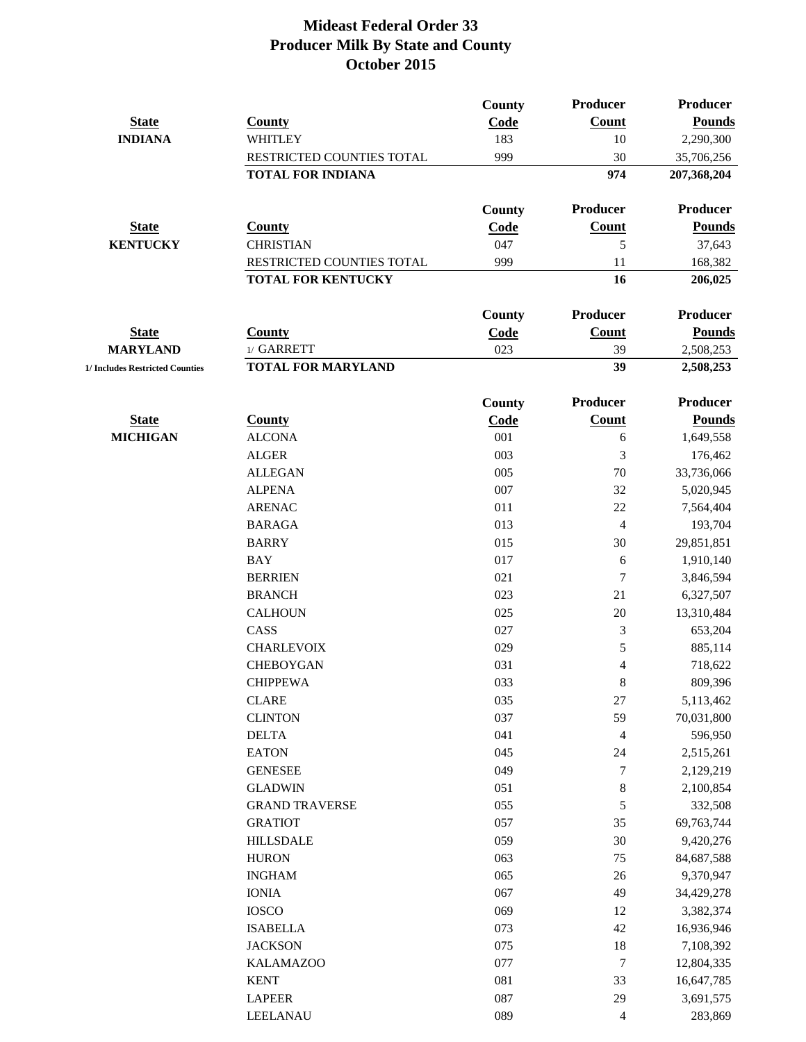# Mideast Federal Order 33
## Producer Milk By State and County
## October 2015

| State | County | County Code | Producer Count | Producer Pounds |
|---|---|---|---|---|
| **INDIANA** | WHITLEY | 183 | 10 | 2,290,300 |
| | RESTRICTED COUNTIES TOTAL | 999 | 30 | 35,706,256 |
| | **TOTAL FOR INDIANA** | | **974** | **207,368,204** |

| State | County | County Code | Producer Count | Producer Pounds |
|---|---|---|---|---|
| **KENTUCKY** | CHRISTIAN | 047 | 5 | 37,643 |
| | RESTRICTED COUNTIES TOTAL | 999 | 11 | 168,382 |
| | **TOTAL FOR KENTUCKY** | | **16** | **206,025** |

| State | County | County Code | Producer Count | Producer Pounds |
|---|---|---|---|---|
| **MARYLAND** | 1/ GARRETT | 023 | 39 | 2,508,253 |
| **1/ Includes Restricted Counties** | **TOTAL FOR MARYLAND** | | **39** | **2,508,253** |

| State | County | County Code | Producer Count | Producer Pounds |
|---|---|---|---|---|
| **MICHIGAN** | ALCONA | 001 | 6 | 1,649,558 |
| | ALGER | 003 | 3 | 176,462 |
| | ALLEGAN | 005 | 70 | 33,736,066 |
| | ALPENA | 007 | 32 | 5,020,945 |
| | ARENAC | 011 | 22 | 7,564,404 |
| | BARAGA | 013 | 4 | 193,704 |
| | BARRY | 015 | 30 | 29,851,851 |
| | BAY | 017 | 6 | 1,910,140 |
| | BERRIEN | 021 | 7 | 3,846,594 |
| | BRANCH | 023 | 21 | 6,327,507 |
| | CALHOUN | 025 | 20 | 13,310,484 |
| | CASS | 027 | 3 | 653,204 |
| | CHARLEVOIX | 029 | 5 | 885,114 |
| | CHEBOYGAN | 031 | 4 | 718,622 |
| | CHIPPEWA | 033 | 8 | 809,396 |
| | CLARE | 035 | 27 | 5,113,462 |
| | CLINTON | 037 | 59 | 70,031,800 |
| | DELTA | 041 | 4 | 596,950 |
| | EATON | 045 | 24 | 2,515,261 |
| | GENESEE | 049 | 7 | 2,129,219 |
| | GLADWIN | 051 | 8 | 2,100,854 |
| | GRAND TRAVERSE | 055 | 5 | 332,508 |
| | GRATIOT | 057 | 35 | 69,763,744 |
| | HILLSDALE | 059 | 30 | 9,420,276 |
| | HURON | 063 | 75 | 84,687,588 |
| | INGHAM | 065 | 26 | 9,370,947 |
| | IONIA | 067 | 49 | 34,429,278 |
| | IOSCO | 069 | 12 | 3,382,374 |
| | ISABELLA | 073 | 42 | 16,936,946 |
| | JACKSON | 075 | 18 | 7,108,392 |
| | KALAMAZOO | 077 | 7 | 12,804,335 |
| | KENT | 081 | 33 | 16,647,785 |
| | LAPEER | 087 | 29 | 3,691,575 |
| | LEELANAU | 089 | 4 | 283,869 |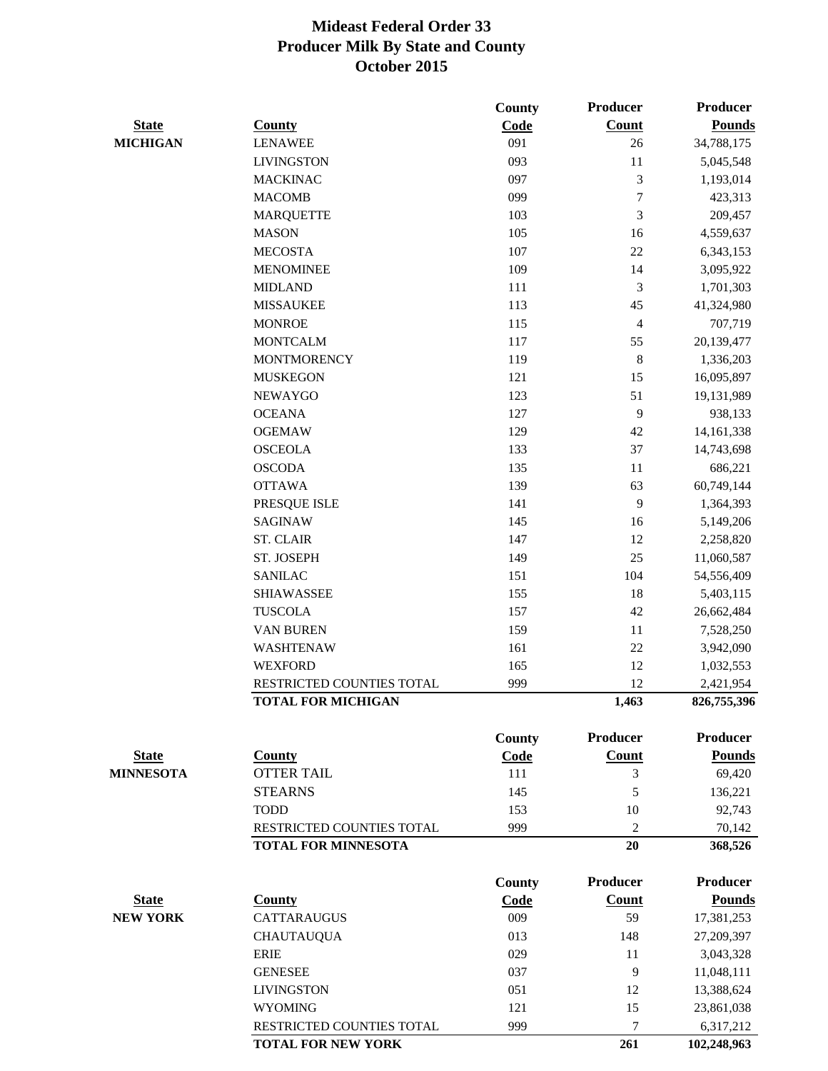# Mideast Federal Order 33
# Producer Milk By State and County
# October 2015

| State | County | County Code | Producer Count | Producer Pounds |
|---|---|---|---|---|
| **MICHIGAN** | LENAWEE | 091 | 26 | 34,788,175 |
| | LIVINGSTON | 093 | 11 | 5,045,548 |
| | MACKINAC | 097 | 3 | 1,193,014 |
| | MACOMB | 099 | 7 | 423,313 |
| | MARQUETTE | 103 | 3 | 209,457 |
| | MASON | 105 | 16 | 4,559,637 |
| | MECOSTA | 107 | 22 | 6,343,153 |
| | MENOMINEE | 109 | 14 | 3,095,922 |
| | MIDLAND | 111 | 3 | 1,701,303 |
| | MISSAUKEE | 113 | 45 | 41,324,980 |
| | MONROE | 115 | 4 | 707,719 |
| | MONTCALM | 117 | 55 | 20,139,477 |
| | MONTMORENCY | 119 | 8 | 1,336,203 |
| | MUSKEGON | 121 | 15 | 16,095,897 |
| | NEWAYGO | 123 | 51 | 19,131,989 |
| | OCEANA | 127 | 9 | 938,133 |
| | OGEMAW | 129 | 42 | 14,161,338 |
| | OSCEOLA | 133 | 37 | 14,743,698 |
| | OSCODA | 135 | 11 | 686,221 |
| | OTTAWA | 139 | 63 | 60,749,144 |
| | PRESQUE ISLE | 141 | 9 | 1,364,393 |
| | SAGINAW | 145 | 16 | 5,149,206 |
| | ST. CLAIR | 147 | 12 | 2,258,820 |
| | ST. JOSEPH | 149 | 25 | 11,060,587 |
| | SANILAC | 151 | 104 | 54,556,409 |
| | SHIAWASSEE | 155 | 18 | 5,403,115 |
| | TUSCOLA | 157 | 42 | 26,662,484 |
| | VAN BUREN | 159 | 11 | 7,528,250 |
| | WASHTENAW | 161 | 22 | 3,942,090 |
| | WEXFORD | 165 | 12 | 1,032,553 |
| | RESTRICTED COUNTIES TOTAL | 999 | 12 | 2,421,954 |
| | **TOTAL FOR MICHIGAN** | | **1,463** | **826,755,396** |

| State | County | County Code | Producer Count | Producer Pounds |
|---|---|---|---|---|
| **MINNESOTA** | OTTER TAIL | 111 | 3 | 69,420 |
| | STEARNS | 145 | 5 | 136,221 |
| | TODD | 153 | 10 | 92,743 |
| | RESTRICTED COUNTIES TOTAL | 999 | 2 | 70,142 |
| | **TOTAL FOR MINNESOTA** | | **20** | **368,526** |

| State | County | County Code | Producer Count | Producer Pounds |
|---|---|---|---|---|
| **NEW YORK** | CATTARAUGUS | 009 | 59 | 17,381,253 |
| | CHAUTAUQUA | 013 | 148 | 27,209,397 |
| | ERIE | 029 | 11 | 3,043,328 |
| | GENESEE | 037 | 9 | 11,048,111 |
| | LIVINGSTON | 051 | 12 | 13,388,624 |
| | WYOMING | 121 | 15 | 23,861,038 |
| | RESTRICTED COUNTIES TOTAL | 999 | 7 | 6,317,212 |
| | **TOTAL FOR NEW YORK** | | **261** | **102,248,963** |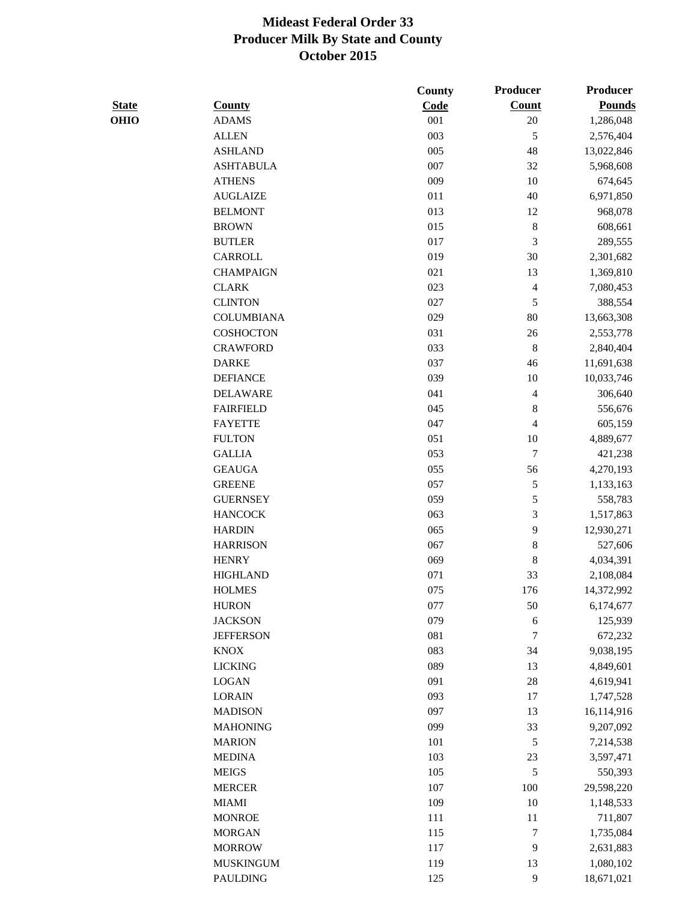# Mideast Federal Order 33
# Producer Milk By State and County
# October 2015

| State | County | County Code | Producer Count | Producer Pounds |
|---|---|---|---|---|
| OHIO | ADAMS | 001 | 20 | 1,286,048 |
| | ALLEN | 003 | 5 | 2,576,404 |
| | ASHLAND | 005 | 48 | 13,022,846 |
| | ASHTABULA | 007 | 32 | 5,968,608 |
| | ATHENS | 009 | 10 | 674,645 |
| | AUGLAIZE | 011 | 40 | 6,971,850 |
| | BELMONT | 013 | 12 | 968,078 |
| | BROWN | 015 | 8 | 608,661 |
| | BUTLER | 017 | 3 | 289,555 |
| | CARROLL | 019 | 30 | 2,301,682 |
| | CHAMPAIGN | 021 | 13 | 1,369,810 |
| | CLARK | 023 | 4 | 7,080,453 |
| | CLINTON | 027 | 5 | 388,554 |
| | COLUMBIANA | 029 | 80 | 13,663,308 |
| | COSHOCTON | 031 | 26 | 2,553,778 |
| | CRAWFORD | 033 | 8 | 2,840,404 |
| | DARKE | 037 | 46 | 11,691,638 |
| | DEFIANCE | 039 | 10 | 10,033,746 |
| | DELAWARE | 041 | 4 | 306,640 |
| | FAIRFIELD | 045 | 8 | 556,676 |
| | FAYETTE | 047 | 4 | 605,159 |
| | FULTON | 051 | 10 | 4,889,677 |
| | GALLIA | 053 | 7 | 421,238 |
| | GEAUGA | 055 | 56 | 4,270,193 |
| | GREENE | 057 | 5 | 1,133,163 |
| | GUERNSEY | 059 | 5 | 558,783 |
| | HANCOCK | 063 | 3 | 1,517,863 |
| | HARDIN | 065 | 9 | 12,930,271 |
| | HARRISON | 067 | 8 | 527,606 |
| | HENRY | 069 | 8 | 4,034,391 |
| | HIGHLAND | 071 | 33 | 2,108,084 |
| | HOLMES | 075 | 176 | 14,372,992 |
| | HURON | 077 | 50 | 6,174,677 |
| | JACKSON | 079 | 6 | 125,939 |
| | JEFFERSON | 081 | 7 | 672,232 |
| | KNOX | 083 | 34 | 9,038,195 |
| | LICKING | 089 | 13 | 4,849,601 |
| | LOGAN | 091 | 28 | 4,619,941 |
| | LORAIN | 093 | 17 | 1,747,528 |
| | MADISON | 097 | 13 | 16,114,916 |
| | MAHONING | 099 | 33 | 9,207,092 |
| | MARION | 101 | 5 | 7,214,538 |
| | MEDINA | 103 | 23 | 3,597,471 |
| | MEIGS | 105 | 5 | 550,393 |
| | MERCER | 107 | 100 | 29,598,220 |
| | MIAMI | 109 | 10 | 1,148,533 |
| | MONROE | 111 | 11 | 711,807 |
| | MORGAN | 115 | 7 | 1,735,084 |
| | MORROW | 117 | 9 | 2,631,883 |
| | MUSKINGUM | 119 | 13 | 1,080,102 |
| | PAULDING | 125 | 9 | 18,671,021 |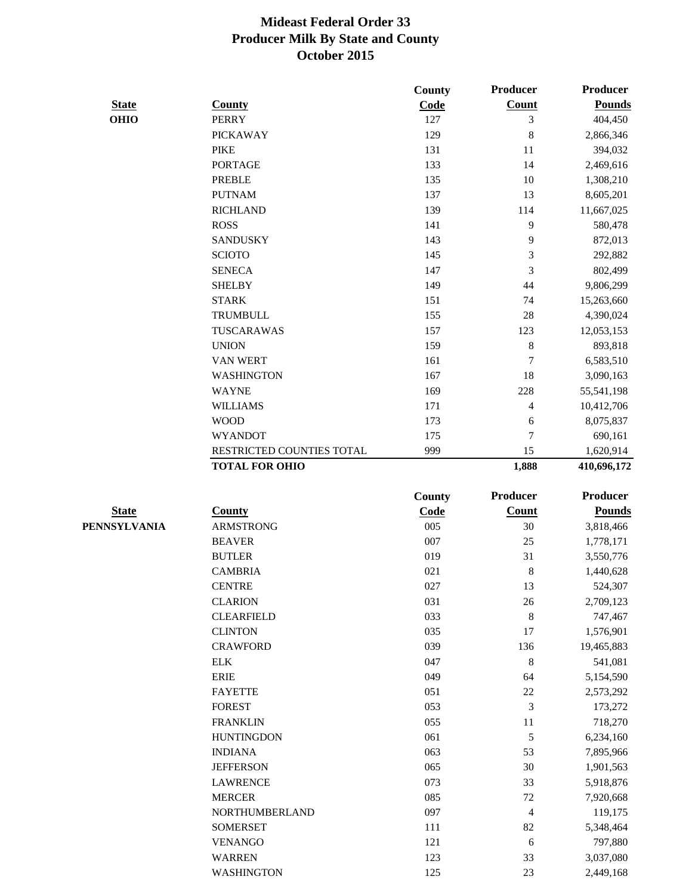# Mideast Federal Order 33
## Producer Milk By State and County
## October 2015

| State | County | County Code | Producer Count | Producer Pounds |
|---|---|---|---|---|
| OHIO | PERRY | 127 | 3 | 404,450 |
| | PICKAWAY | 129 | 8 | 2,866,346 |
| | PIKE | 131 | 11 | 394,032 |
| | PORTAGE | 133 | 14 | 2,469,616 |
| | PREBLE | 135 | 10 | 1,308,210 |
| | PUTNAM | 137 | 13 | 8,605,201 |
| | RICHLAND | 139 | 114 | 11,667,025 |
| | ROSS | 141 | 9 | 580,478 |
| | SANDUSKY | 143 | 9 | 872,013 |
| | SCIOTO | 145 | 3 | 292,882 |
| | SENECA | 147 | 3 | 802,499 |
| | SHELBY | 149 | 44 | 9,806,299 |
| | STARK | 151 | 74 | 15,263,660 |
| | TRUMBULL | 155 | 28 | 4,390,024 |
| | TUSCARAWAS | 157 | 123 | 12,053,153 |
| | UNION | 159 | 8 | 893,818 |
| | VAN WERT | 161 | 7 | 6,583,510 |
| | WASHINGTON | 167 | 18 | 3,090,163 |
| | WAYNE | 169 | 228 | 55,541,198 |
| | WILLIAMS | 171 | 4 | 10,412,706 |
| | WOOD | 173 | 6 | 8,075,837 |
| | WYANDOT | 175 | 7 | 690,161 |
| | RESTRICTED COUNTIES TOTAL | 999 | 15 | 1,620,914 |
| | **TOTAL FOR OHIO** | | **1,888** | **410,696,172** |

| State | County | County Code | Producer Count | Producer Pounds |
|---|---|---|---|---|
| PENNSYLVANIA | ARMSTRONG | 005 | 30 | 3,818,466 |
| | BEAVER | 007 | 25 | 1,778,171 |
| | BUTLER | 019 | 31 | 3,550,776 |
| | CAMBRIA | 021 | 8 | 1,440,628 |
| | CENTRE | 027 | 13 | 524,307 |
| | CLARION | 031 | 26 | 2,709,123 |
| | CLEARFIELD | 033 | 8 | 747,467 |
| | CLINTON | 035 | 17 | 1,576,901 |
| | CRAWFORD | 039 | 136 | 19,465,883 |
| | ELK | 047 | 8 | 541,081 |
| | ERIE | 049 | 64 | 5,154,590 |
| | FAYETTE | 051 | 22 | 2,573,292 |
| | FOREST | 053 | 3 | 173,272 |
| | FRANKLIN | 055 | 11 | 718,270 |
| | HUNTINGDON | 061 | 5 | 6,234,160 |
| | INDIANA | 063 | 53 | 7,895,966 |
| | JEFFERSON | 065 | 30 | 1,901,563 |
| | LAWRENCE | 073 | 33 | 5,918,876 |
| | MERCER | 085 | 72 | 7,920,668 |
| | NORTHUMBERLAND | 097 | 4 | 119,175 |
| | SOMERSET | 111 | 82 | 5,348,464 |
| | VENANGO | 121 | 6 | 797,880 |
| | WARREN | 123 | 33 | 3,037,080 |
| | WASHINGTON | 125 | 23 | 2,449,168 |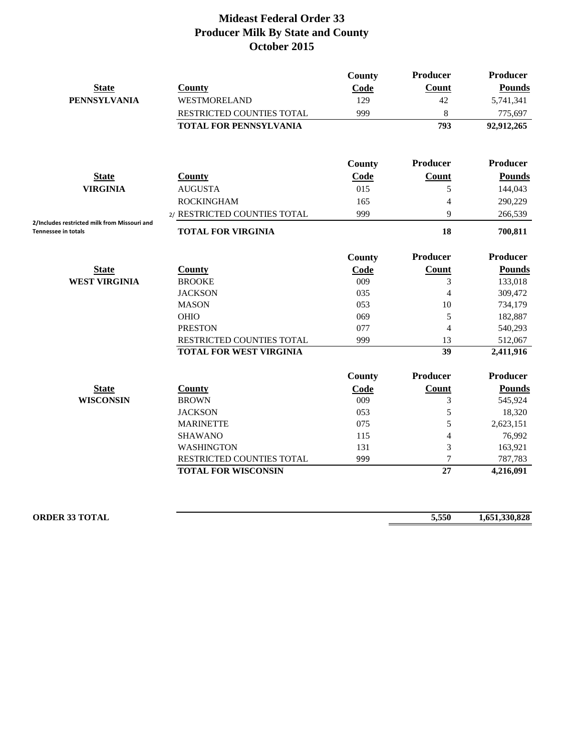# Mideast Federal Order 33
## Producer Milk By State and County
## October 2015

| State | County | County Code | Producer Count | Producer Pounds |
|---|---|---|---|---|
| PENNSYLVANIA | WESTMORELAND | 129 | 42 | 5,741,341 |
| | RESTRICTED COUNTIES TOTAL | 999 | 8 | 775,697 |
| | **TOTAL FOR PENNSYLVANIA** | | **793** | **92,912,265** |

| State | County | County Code | Producer Count | Producer Pounds |
|---|---|---|---|---|
| VIRGINIA | AUGUSTA | 015 | 5 | 144,043 |
| | ROCKINGHAM | 165 | 4 | 290,229 |
| | 2/ RESTRICTED COUNTIES TOTAL | 999 | 9 | 266,539 |
| | **TOTAL FOR VIRGINIA** | | **18** | **700,811** |

2/Includes restricted milk from Missouri and Tennessee in totals

| State | County | County Code | Producer Count | Producer Pounds |
|---|---|---|---|---|
| WEST VIRGINIA | BROOKE | 009 | 3 | 133,018 |
| | JACKSON | 035 | 4 | 309,472 |
| | MASON | 053 | 10 | 734,179 |
| | OHIO | 069 | 5 | 182,887 |
| | PRESTON | 077 | 4 | 540,293 |
| | RESTRICTED COUNTIES TOTAL | 999 | 13 | 512,067 |
| | **TOTAL FOR WEST VIRGINIA** | | **39** | **2,411,916** |

| State | County | County Code | Producer Count | Producer Pounds |
|---|---|---|---|---|
| WISCONSIN | BROWN | 009 | 3 | 545,924 |
| | JACKSON | 053 | 5 | 18,320 |
| | MARINETTE | 075 | 5 | 2,623,151 |
| | SHAWANO | 115 | 4 | 76,992 |
| | WASHINGTON | 131 | 3 | 163,921 |
| | RESTRICTED COUNTIES TOTAL | 999 | 7 | 787,783 |
| | **TOTAL FOR WISCONSIN** | | **27** | **4,216,091** |

| | | | | |
|---|---|---|---|---|
| **ORDER 33 TOTAL** | | | **5,550** | **1,651,330,828** |